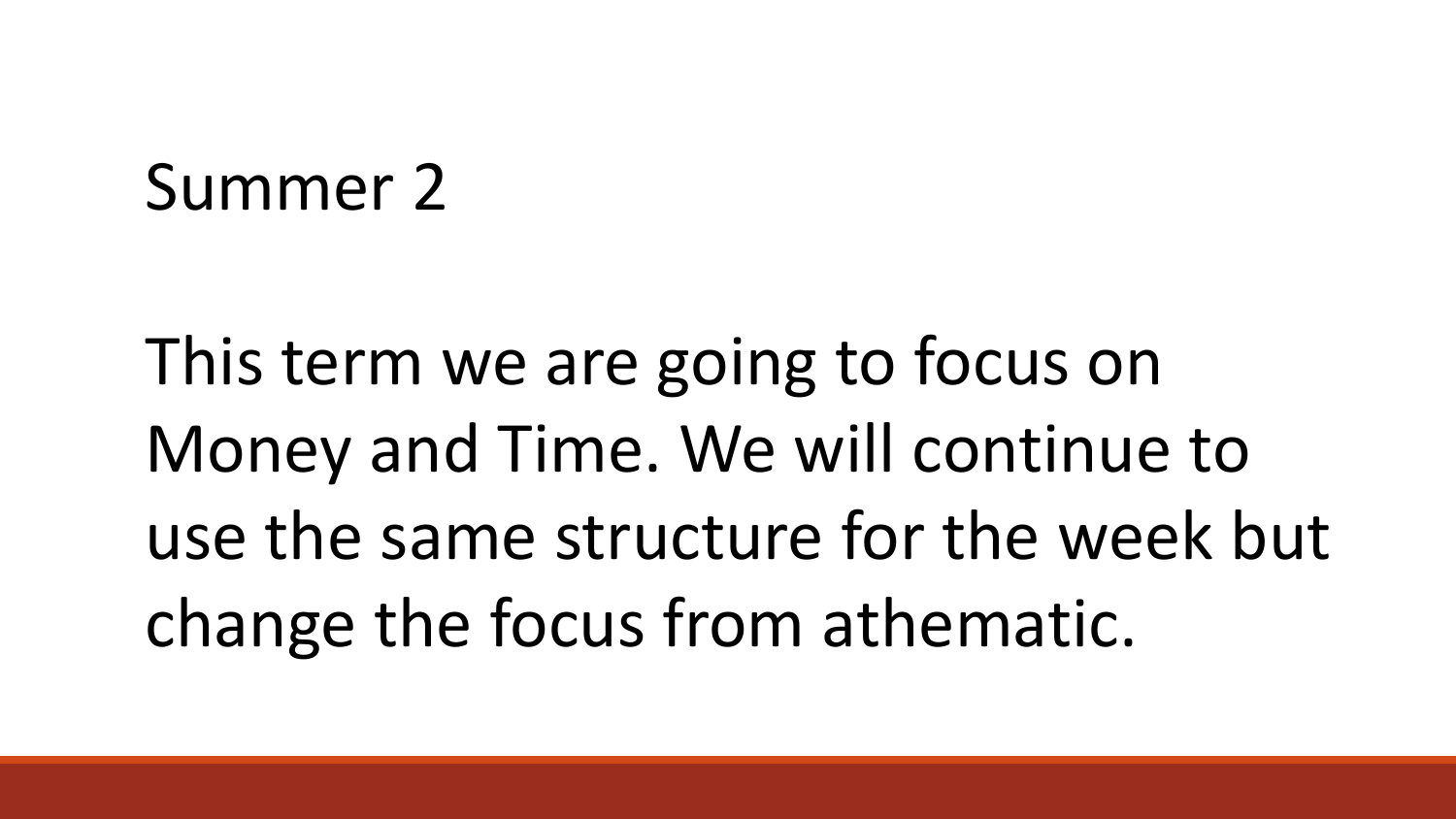# Summer 2

This term we are going to focus on Money and Time. We will continue to use the same structure for the week but change the focus from athematic.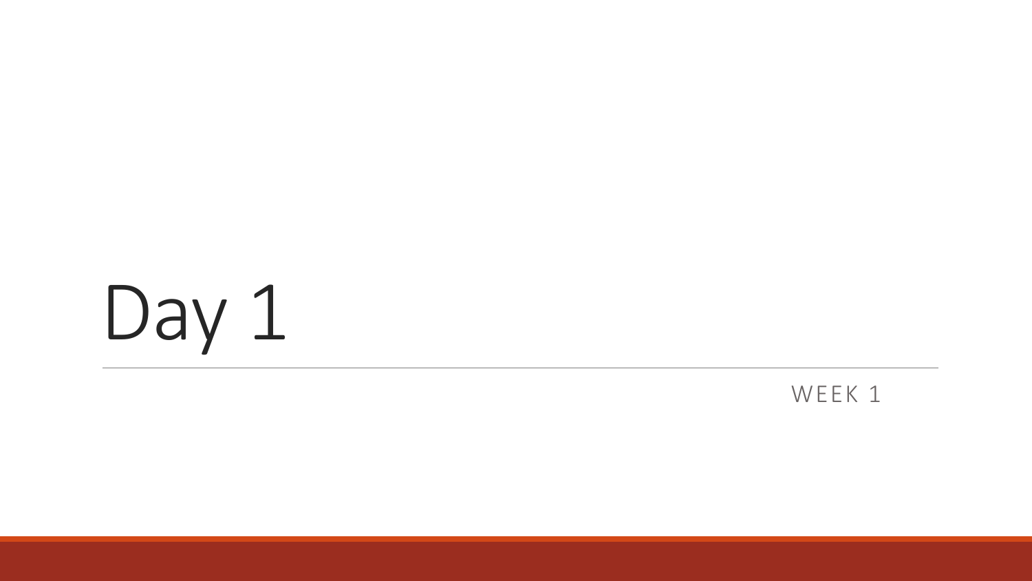# Day 1

WEEK 1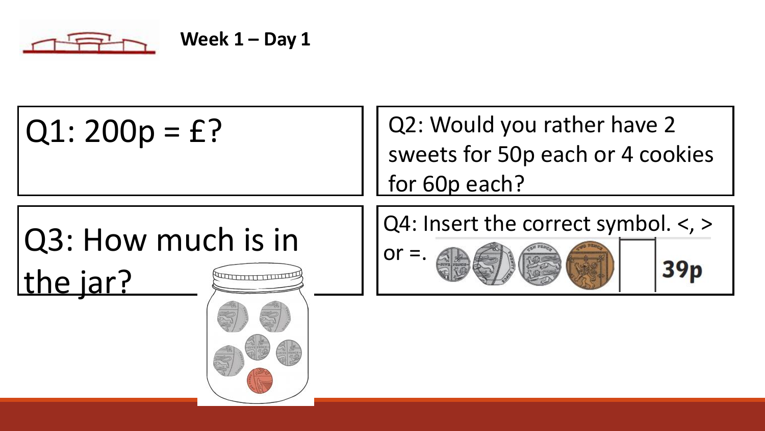**Week 1 – Day 1**

Q1: 200p = £?

Q2: Would you rather have 2 sweets for 50p each or 4 cookies for 60p each?

Q3: How much is in the jar?

Q4: Insert the correct symbol. <, > or =.

39p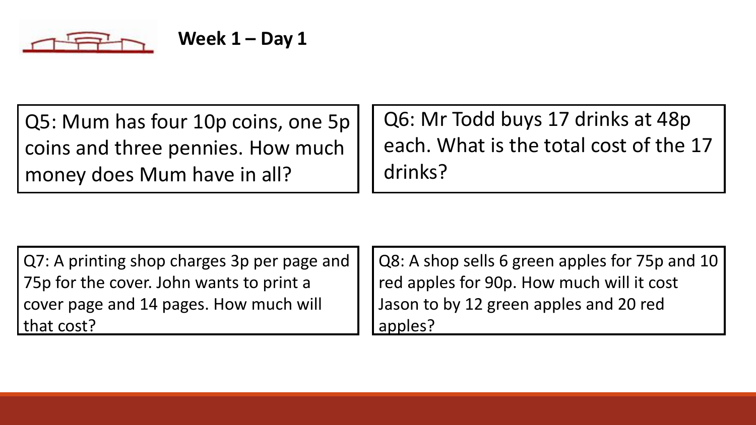**Week 1 – Day 1**

Q5: Mum has four 10p coins, one 5p coins and three pennies. How much money does Mum have in all?

Q6: Mr Todd buys 17 drinks at 48p each. What is the total cost of the 17 drinks?

Q7: A printing shop charges 3p per page and 75p for the cover. John wants to print a cover page and 14 pages. How much will that cost?

Q8: A shop sells 6 green apples for 75p and 10 red apples for 90p. How much will it cost Jason to by 12 green apples and 20 red apples?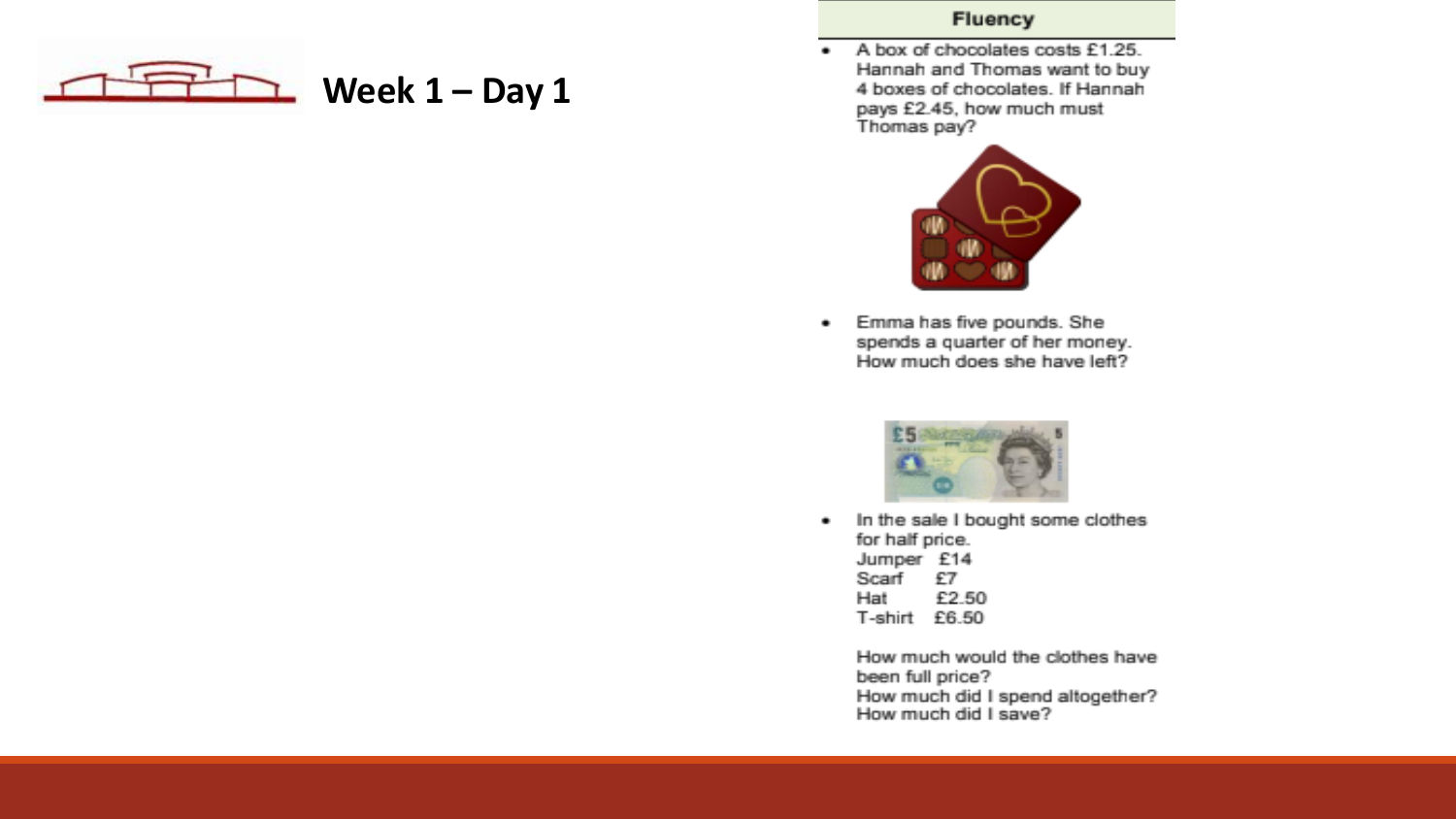# Week 1 – Day 1

## Fluency

- A box of chocolates costs £1.25. Hannah and Thomas want to buy 4 boxes of chocolates. If Hannah pays £2.45, how much must Thomas pay?

- Emma has five pounds. She spends a quarter of her money. How much does she have left?

- In the sale I bought some clothes for half price.

  Jumper £14
  Scarf £7
  Hat £2.50
  T-shirt £6.50

  How much would the clothes have been full price?
  How much did I spend altogether?
  How much did I save?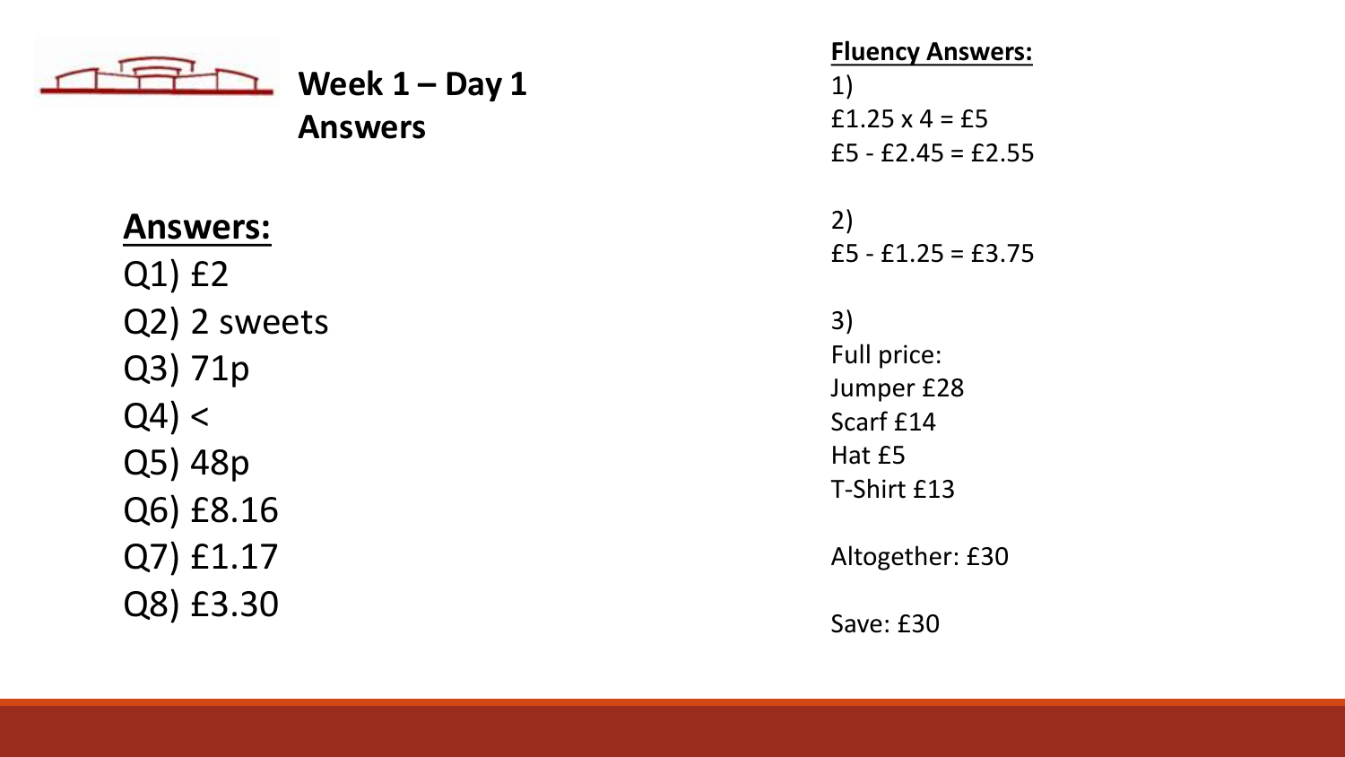# Week 1 – Day 1 Answers

## Answers:

Q1) £2
Q2) 2 sweets
Q3) 71p
Q4) <
Q5) 48p
Q6) £8.16
Q7) £1.17
Q8) £3.30

## Fluency Answers:

1)
£1.25 x 4 = £5
£5 - £2.45 = £2.55

2)
£5 - £1.25 = £3.75

3)
Full price:
Jumper £28
Scarf £14
Hat £5
T-Shirt £13

Altogether: £30

Save: £30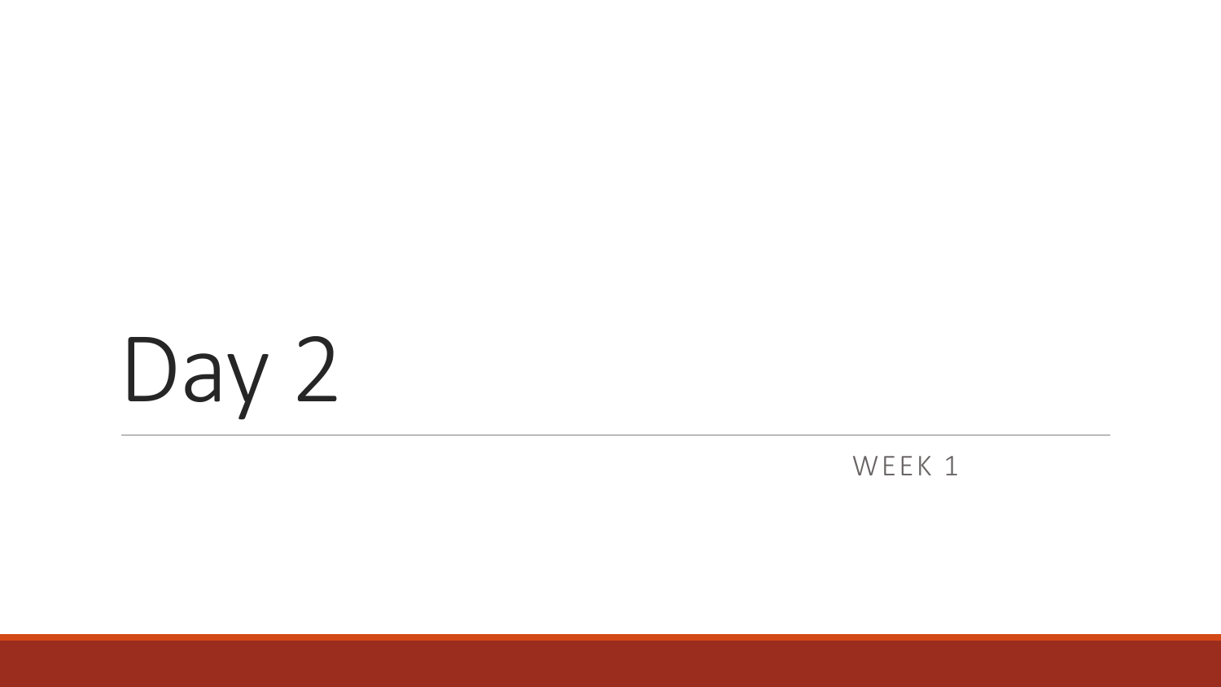# Day 2

WEEK 1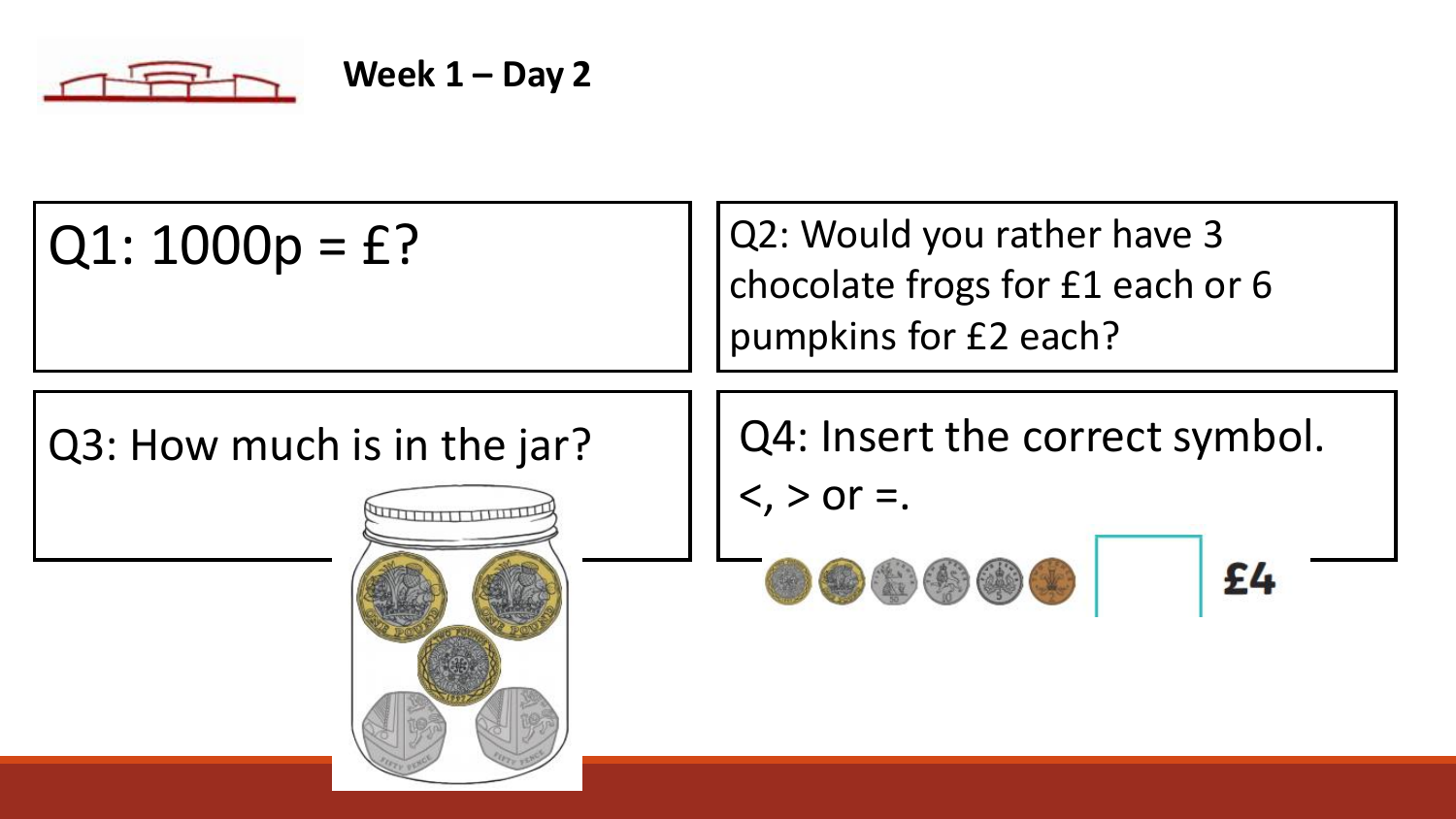**Week 1 – Day 2**

Q1: 1000p = £?

Q2: Would you rather have 3 chocolate frogs for £1 each or 6 pumpkins for £2 each?

Q3: How much is in the jar?

Q4: Insert the correct symbol. <, > or =.

£4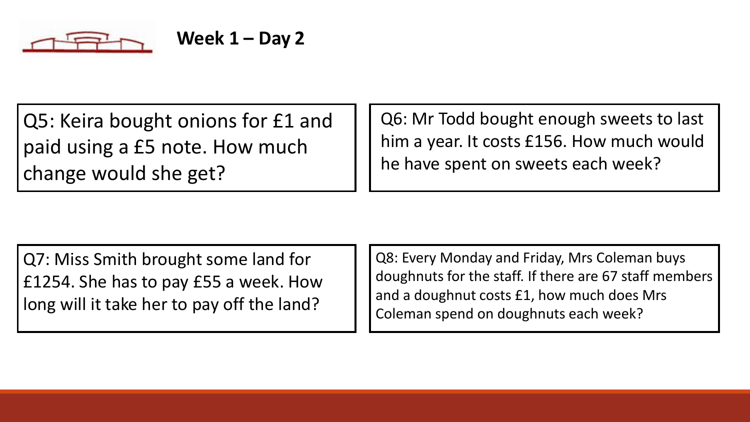## Week 1 – Day 2

Q5: Keira bought onions for £1 and paid using a £5 note. How much change would she get?

Q6: Mr Todd bought enough sweets to last him a year. It costs £156. How much would he have spent on sweets each week?

Q7: Miss Smith brought some land for £1254. She has to pay £55 a week. How long will it take her to pay off the land?

Q8: Every Monday and Friday, Mrs Coleman buys doughnuts for the staff. If there are 67 staff members and a doughnut costs £1, how much does Mrs Coleman spend on doughnuts each week?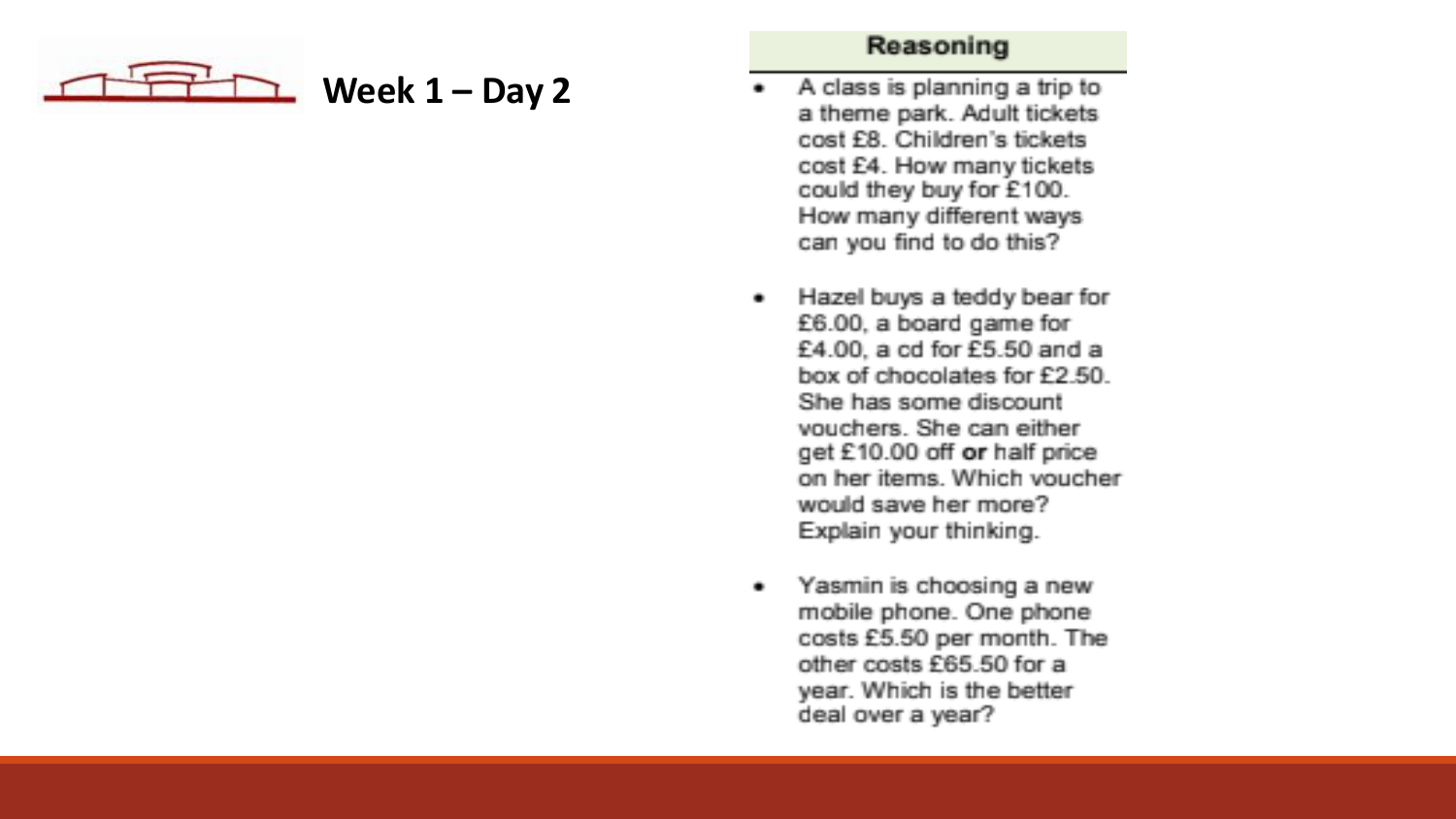# Week 1 – Day 2

## Reasoning

- A class is planning a trip to a theme park. Adult tickets cost £8. Children's tickets cost £4. How many tickets could they buy for £100. How many different ways can you find to do this?
- Hazel buys a teddy bear for £6.00, a board game for £4.00, a cd for £5.50 and a box of chocolates for £2.50. She has some discount vouchers. She can either get £10.00 off **or** half price on her items. Which voucher would save her more? Explain your thinking.
- Yasmin is choosing a new mobile phone. One phone costs £5.50 per month. The other costs £65.50 for a year. Which is the better deal over a year?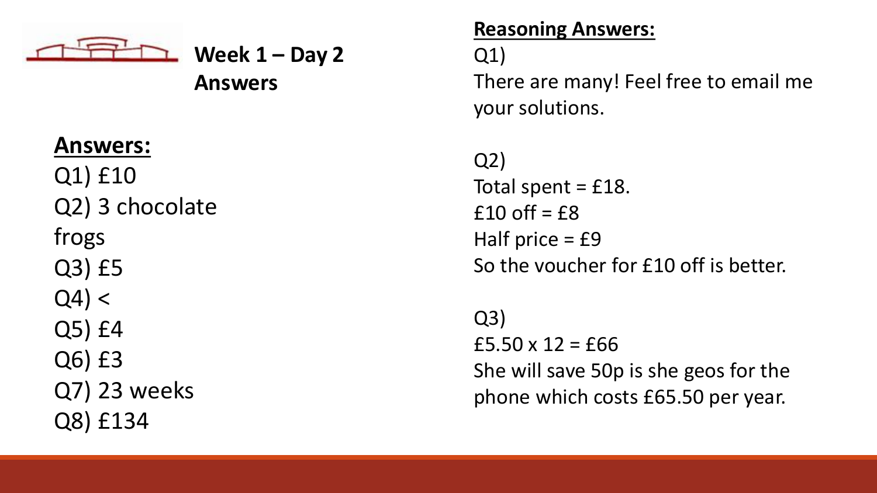**Week 1 – Day 2**
**Answers**

## Answers:

Q1) £10
Q2) 3 chocolate frogs
Q3) £5
Q4) <
Q5) £4
Q6) £3
Q7) 23 weeks
Q8) £134

## Reasoning Answers:

Q1)
There are many! Feel free to email me your solutions.

Q2)
Total spent = £18.
£10 off = £8
Half price = £9
So the voucher for £10 off is better.

Q3)
£5.50 x 12 = £66
She will save 50p is she geos for the phone which costs £65.50 per year.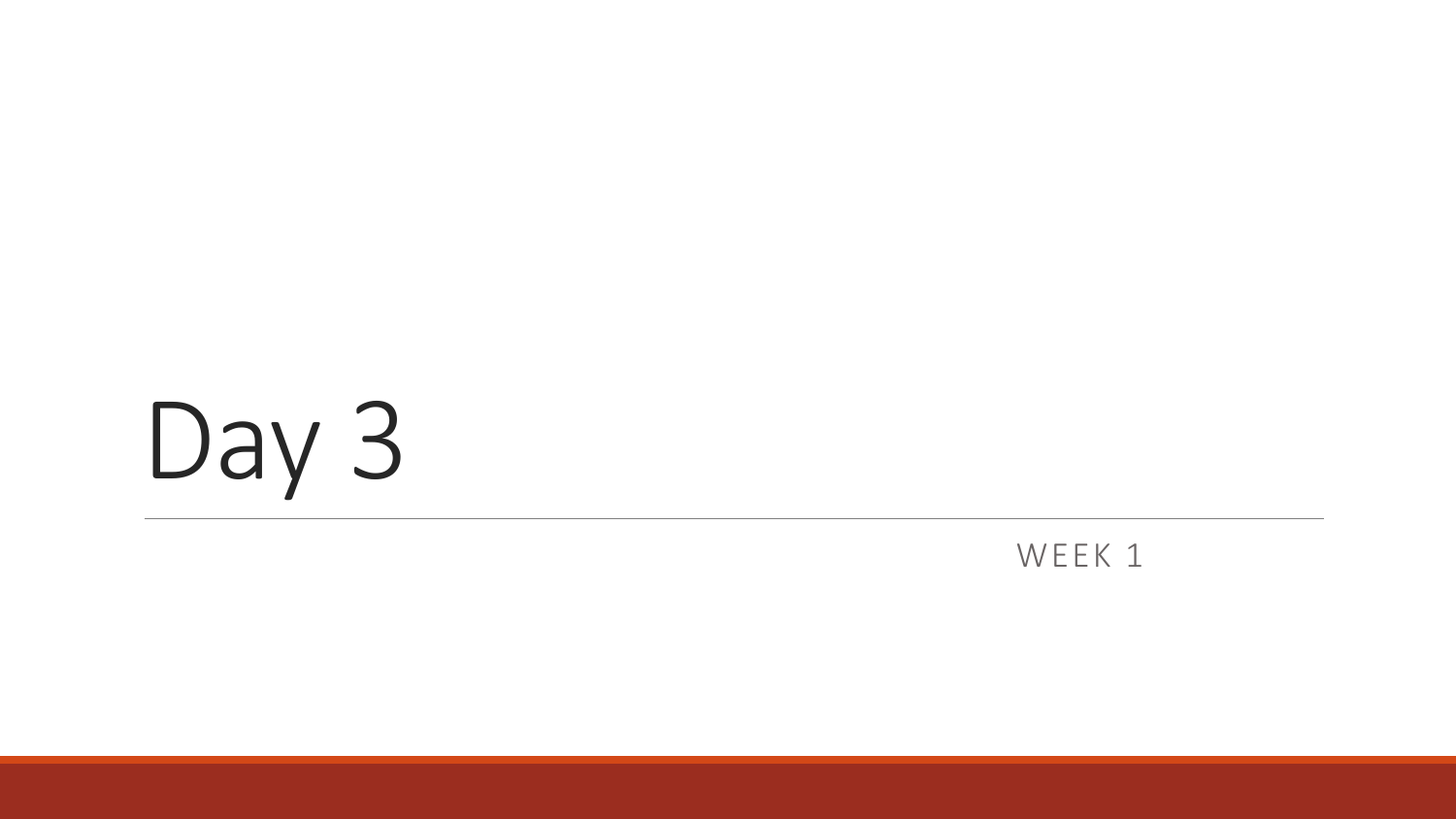# Day 3

WEEK 1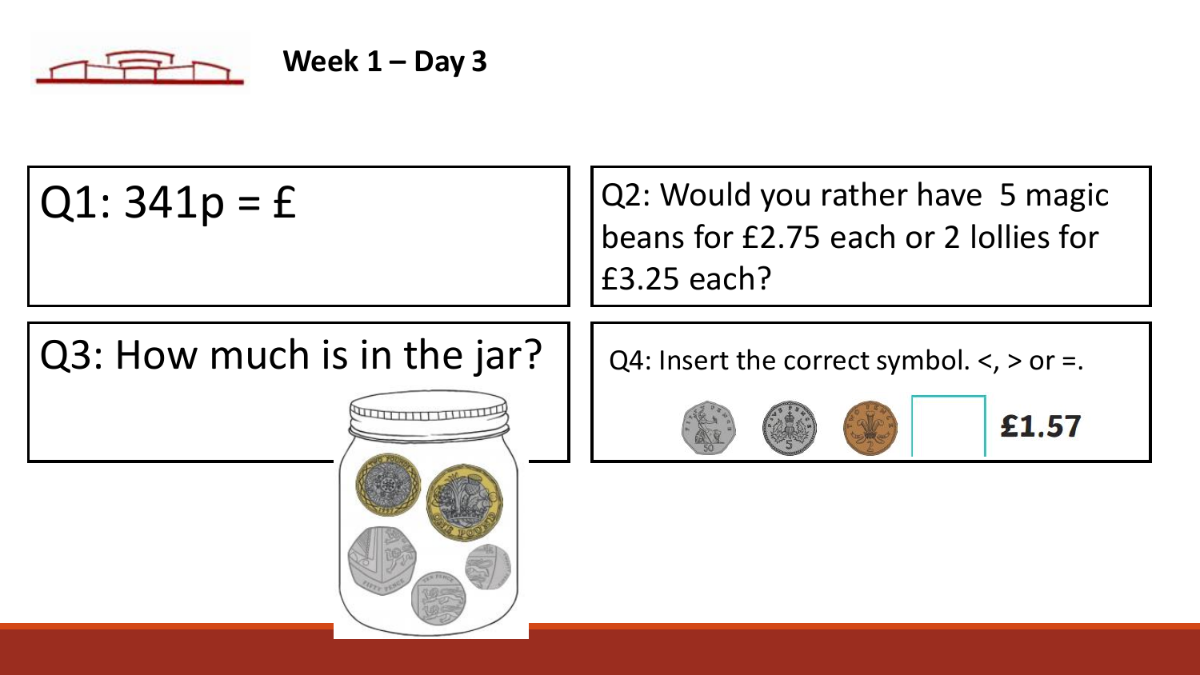**Week 1 – Day 3**

Q1: 341p = £

Q2: Would you rather have 5 magic beans for £2.75 each or 2 lollies for £3.25 each?

Q3: How much is in the jar?

Q4: Insert the correct symbol. <, > or =.

£1.57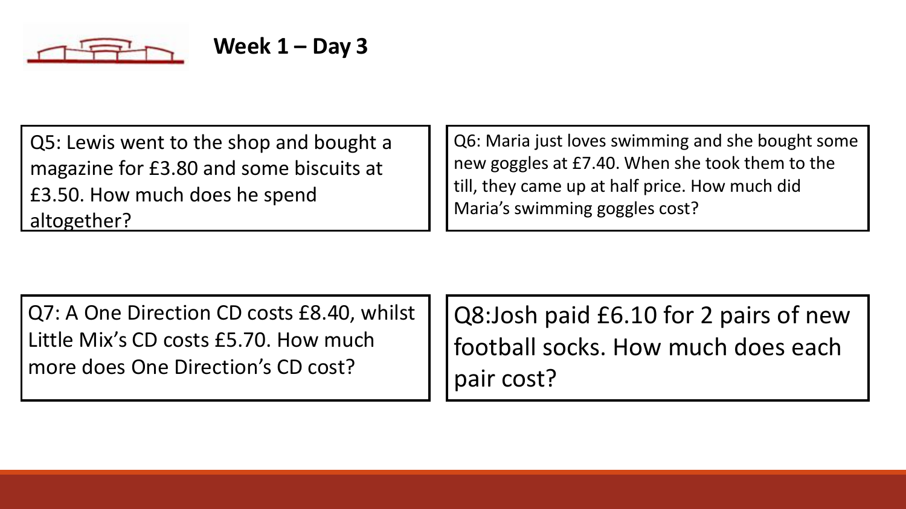## Week 1 – Day 3

Q5: Lewis went to the shop and bought a magazine for £3.80 and some biscuits at £3.50. How much does he spend altogether?

Q6: Maria just loves swimming and she bought some new goggles at £7.40. When she took them to the till, they came up at half price. How much did Maria's swimming goggles cost?

Q7: A One Direction CD costs £8.40, whilst Little Mix's CD costs £5.70. How much more does One Direction's CD cost?

Q8:Josh paid £6.10 for 2 pairs of new football socks. How much does each pair cost?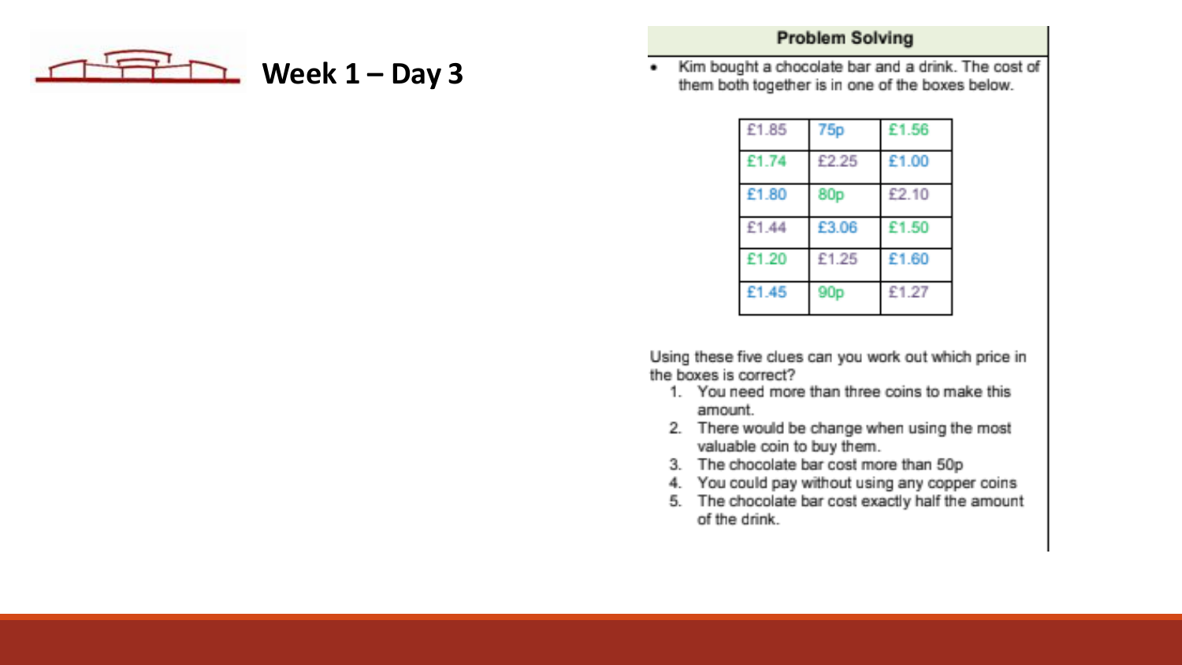# Week 1 – Day 3

## Problem Solving

- Kim bought a chocolate bar and a drink. The cost of them both together is in one of the boxes below.

| | | |
|---|---|---|
| £1.85 | 75p | £1.56 |
| £1.74 | £2.25 | £1.00 |
| £1.80 | 80p | £2.10 |
| £1.44 | £3.06 | £1.50 |
| £1.20 | £1.25 | £1.60 |
| £1.45 | 90p | £1.27 |

Using these five clues can you work out which price in the boxes is correct?

1. You need more than three coins to make this amount.
2. There would be change when using the most valuable coin to buy them.
3. The chocolate bar cost more than 50p
4. You could pay without using any copper coins
5. The chocolate bar cost exactly half the amount of the drink.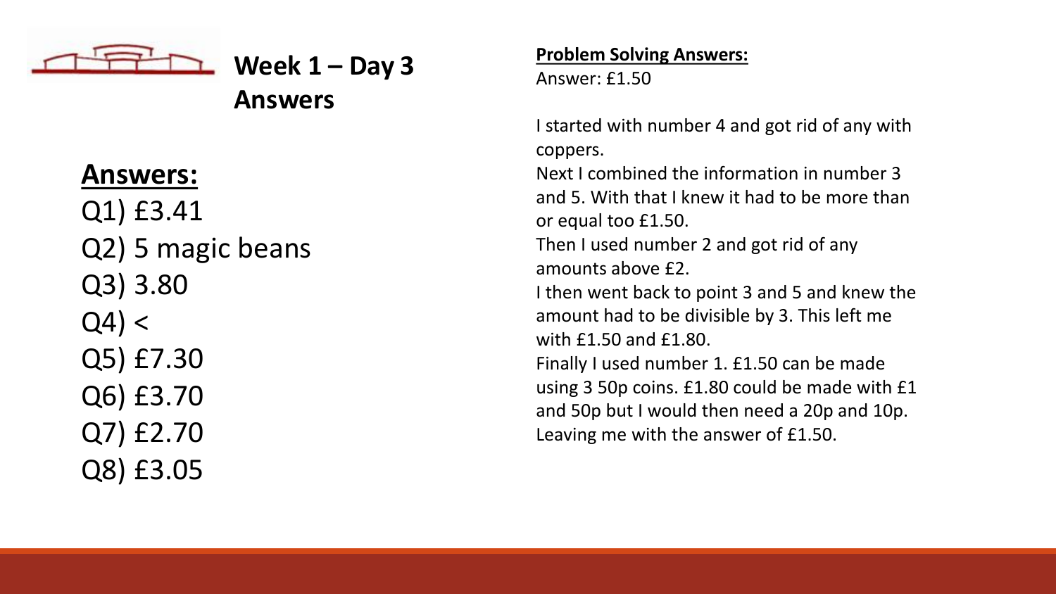# Week 1 – Day 3 Answers

## Answers:

Q1) £3.41

Q2) 5 magic beans

Q3) 3.80

Q4) <

Q5) £7.30

Q6) £3.70

Q7) £2.70

Q8) £3.05

## Problem Solving Answers:

Answer: £1.50

I started with number 4 and got rid of any with coppers.

Next I combined the information in number 3 and 5. With that I knew it had to be more than or equal too £1.50.

Then I used number 2 and got rid of any amounts above £2.

I then went back to point 3 and 5 and knew the amount had to be divisible by 3. This left me with £1.50 and £1.80.

Finally I used number 1. £1.50 can be made using 3 50p coins. £1.80 could be made with £1 and 50p but I would then need a 20p and 10p. Leaving me with the answer of £1.50.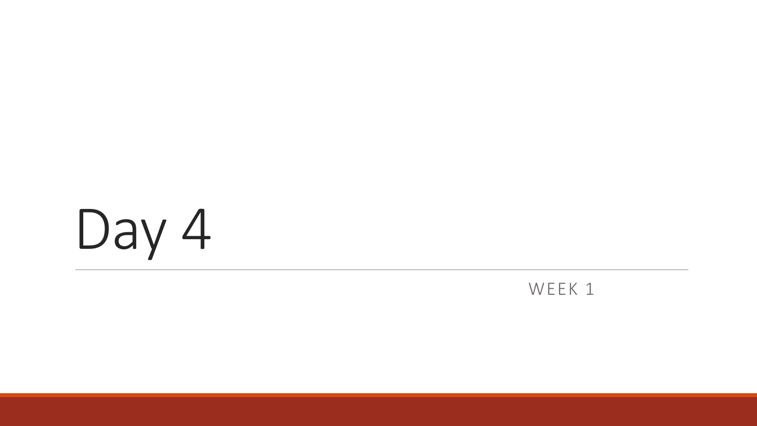# Day 4

WEEK 1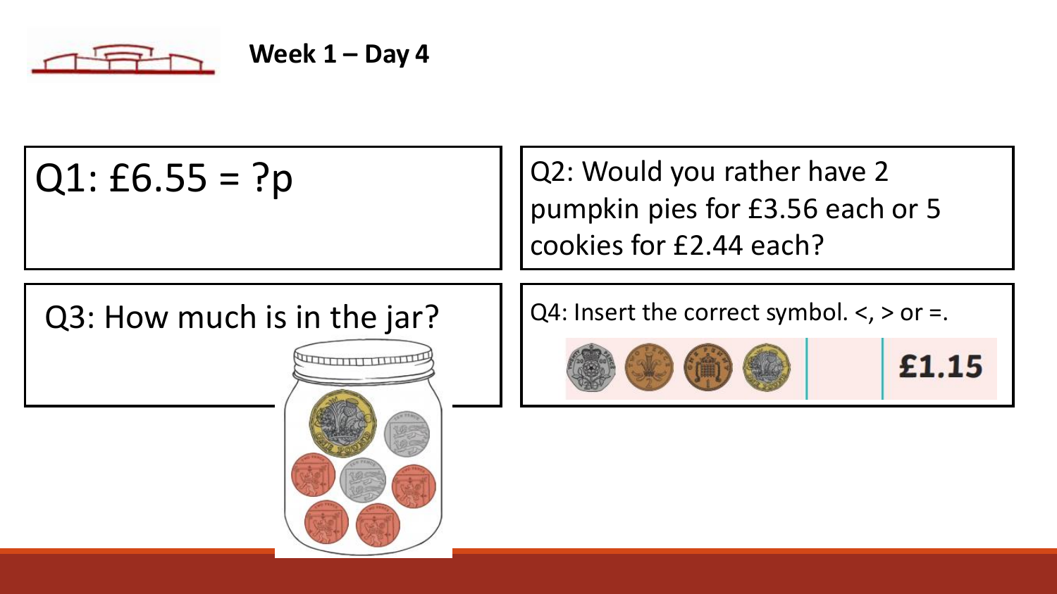**Week 1 – Day 4**

Q1: £6.55 = ?p

Q2: Would you rather have 2 pumpkin pies for £3.56 each or 5 cookies for £2.44 each?

Q3: How much is in the jar?

Q4: Insert the correct symbol. <, > or =.

£1.15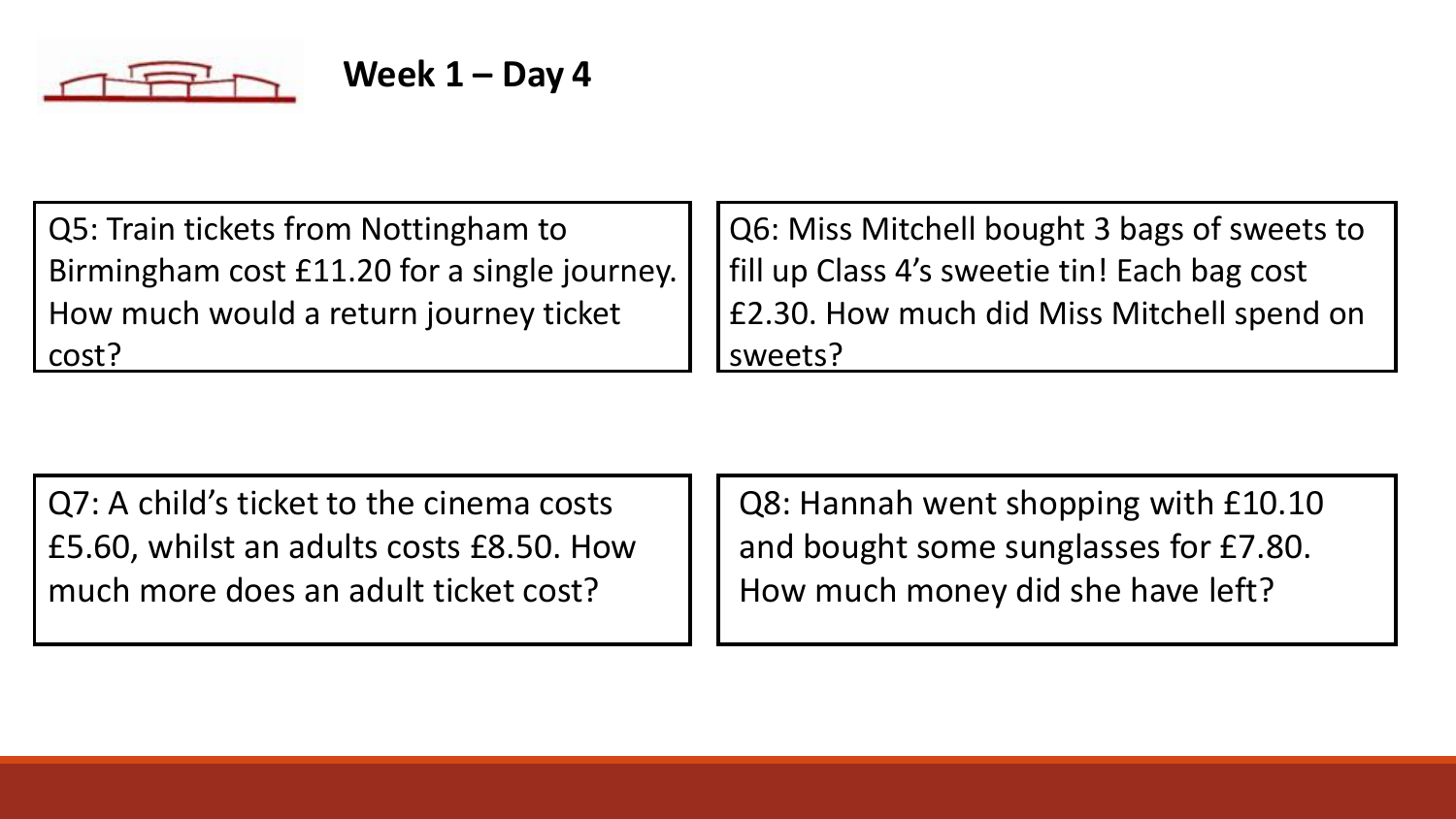# Week 1 – Day 4

Q5: Train tickets from Nottingham to Birmingham cost £11.20 for a single journey. How much would a return journey ticket cost?

Q6: Miss Mitchell bought 3 bags of sweets to fill up Class 4's sweetie tin! Each bag cost £2.30. How much did Miss Mitchell spend on sweets?

Q7: A child's ticket to the cinema costs £5.60, whilst an adults costs £8.50. How much more does an adult ticket cost?

Q8: Hannah went shopping with £10.10 and bought some sunglasses for £7.80. How much money did she have left?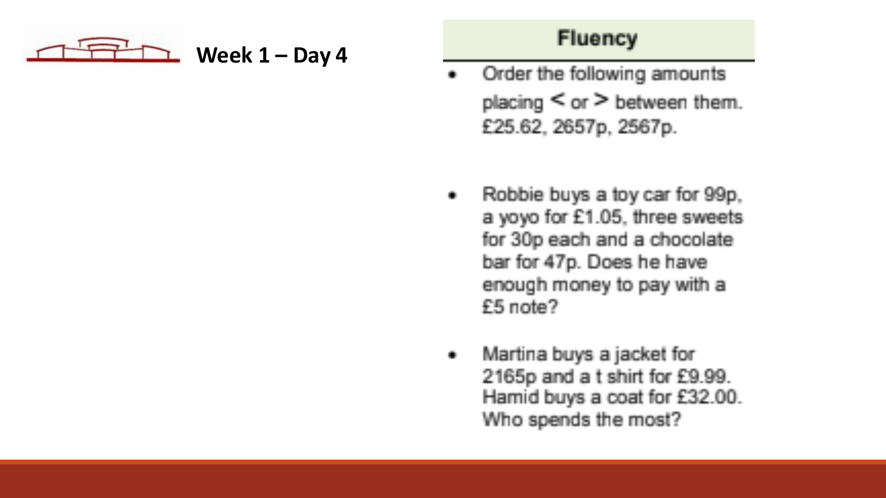## Week 1 – Day 4

### Fluency

- Order the following amounts placing < or > between them. £25.62, 2657p, 2567p.

- Robbie buys a toy car for 99p, a yoyo for £1.05, three sweets for 30p each and a chocolate bar for 47p. Does he have enough money to pay with a £5 note?

- Martina buys a jacket for 2165p and a t shirt for £9.99. Hamid buys a coat for £32.00. Who spends the most?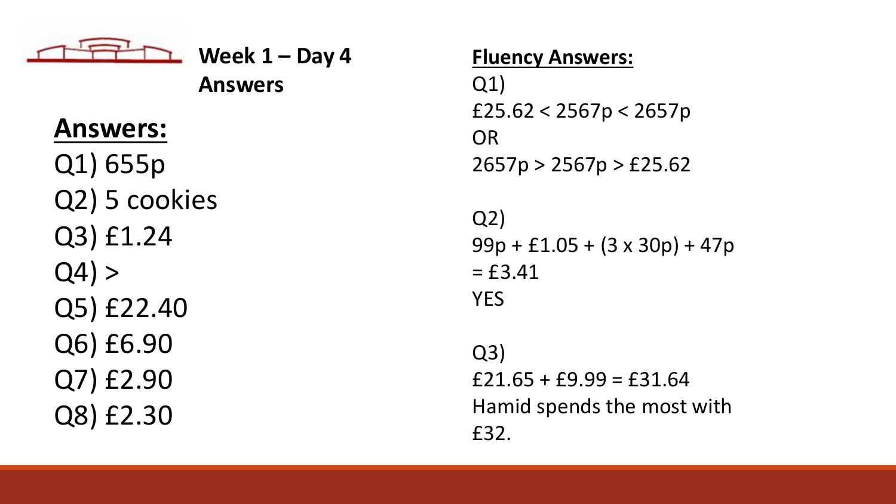**Week 1 – Day 4**
**Answers**

## Answers:

Q1) 655p
Q2) 5 cookies
Q3) £1.24
Q4) >
Q5) £22.40
Q6) £6.90
Q7) £2.90
Q8) £2.30

## Fluency Answers:

Q1)
£25.62 < 2567p < 2657p
OR
2657p > 2567p > £25.62

Q2)
99p + £1.05 + (3 x 30p) + 47p
= £3.41
YES

Q3)
£21.65 + £9.99 = £31.64
Hamid spends the most with £32.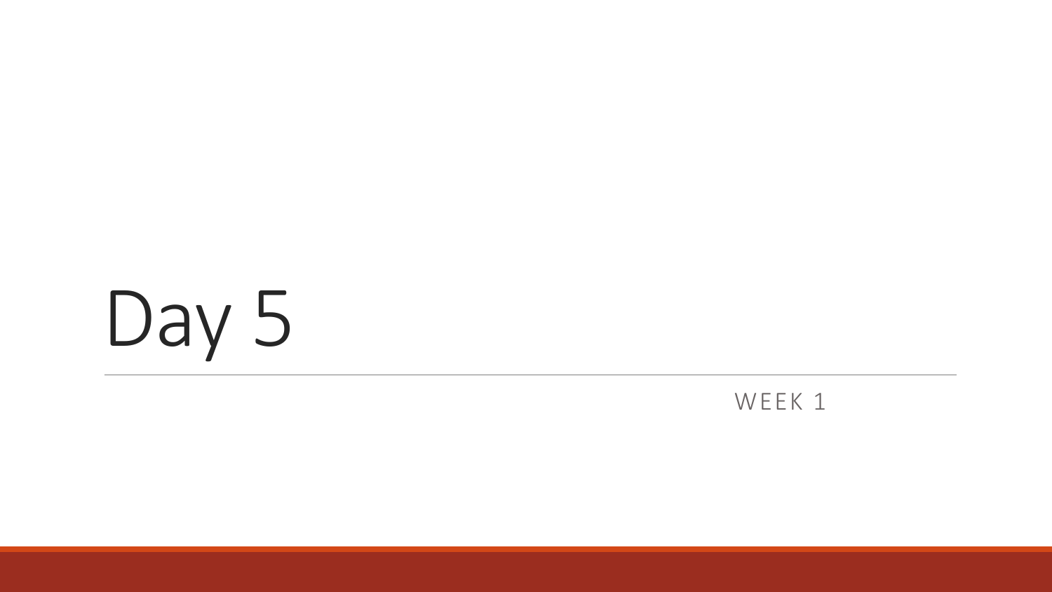# Day 5

WEEK 1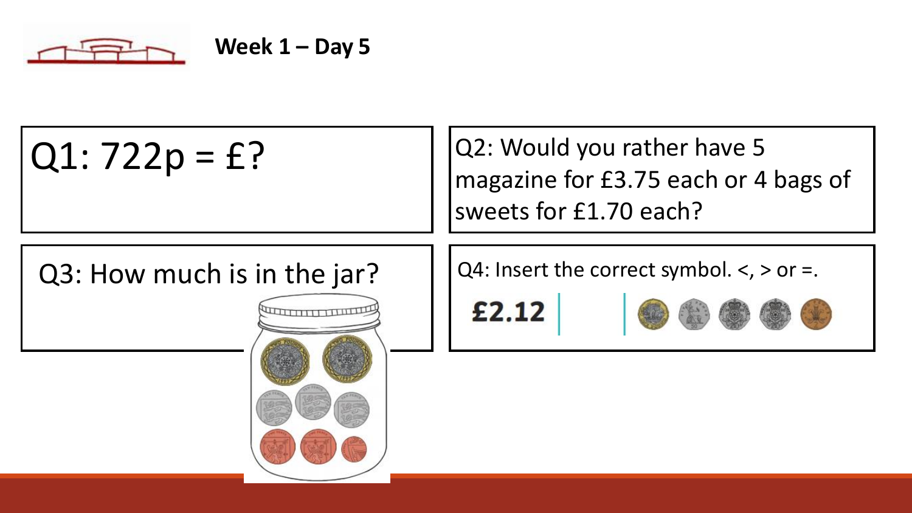**Week 1 – Day 5**

Q1: 722p = £?

Q2: Would you rather have 5 magazine for £3.75 each or 4 bags of sweets for £1.70 each?

Q3: How much is in the jar?

Q4: Insert the correct symbol. <, > or =.

£2.12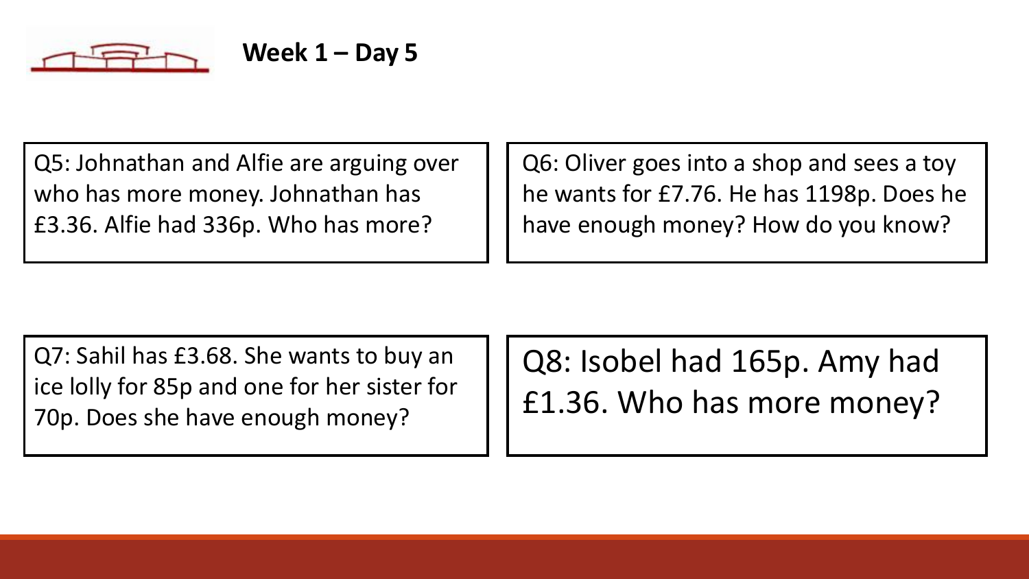## Week 1 – Day 5

Q5: Johnathan and Alfie are arguing over who has more money. Johnathan has £3.36. Alfie had 336p. Who has more?

Q6: Oliver goes into a shop and sees a toy he wants for £7.76. He has 1198p. Does he have enough money? How do you know?

Q7: Sahil has £3.68. She wants to buy an ice lolly for 85p and one for her sister for 70p. Does she have enough money?

Q8: Isobel had 165p. Amy had £1.36. Who has more money?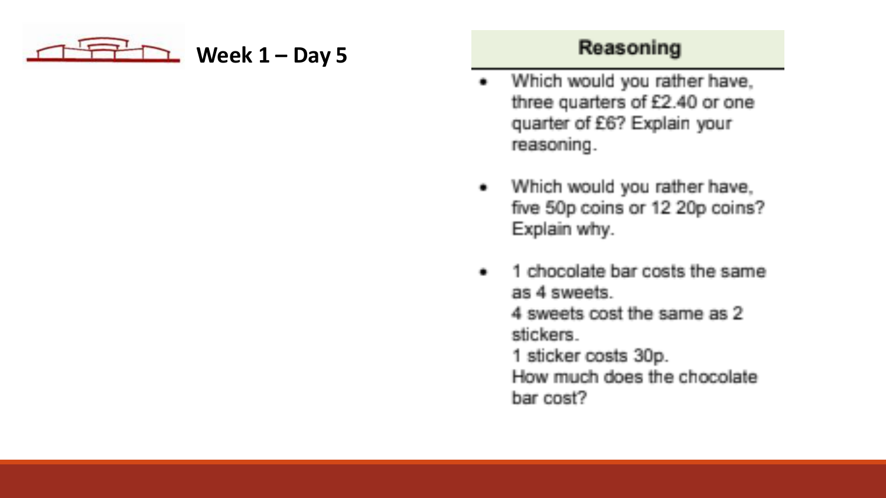# Week 1 – Day 5

## Reasoning

- Which would you rather have, three quarters of £2.40 or one quarter of £6? Explain your reasoning.
- Which would you rather have, five 50p coins or 12 20p coins? Explain why.
- 1 chocolate bar costs the same as 4 sweets.
  4 sweets cost the same as 2 stickers.
  1 sticker costs 30p.
  How much does the chocolate bar cost?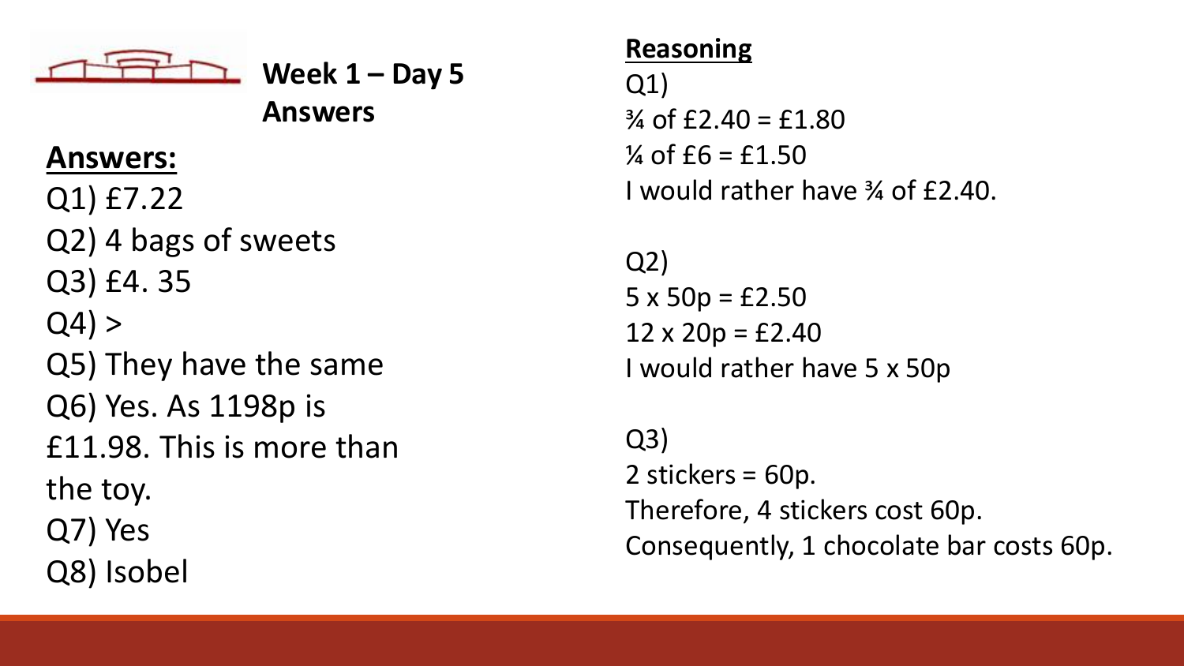**Week 1 – Day 5**
**Answers**

## Answers:

Q1) £7.22
Q2) 4 bags of sweets
Q3) £4. 35
Q4) >
Q5) They have the same
Q6) Yes. As 1198p is £11.98. This is more than the toy.
Q7) Yes
Q8) Isobel

## Reasoning

Q1)
¾ of £2.40 = £1.80
¼ of £6 = £1.50
I would rather have ¾ of £2.40.

Q2)
5 x 50p = £2.50
12 x 20p = £2.40
I would rather have 5 x 50p

Q3)
2 stickers = 60p.
Therefore, 4 stickers cost 60p.
Consequently, 1 chocolate bar costs 60p.